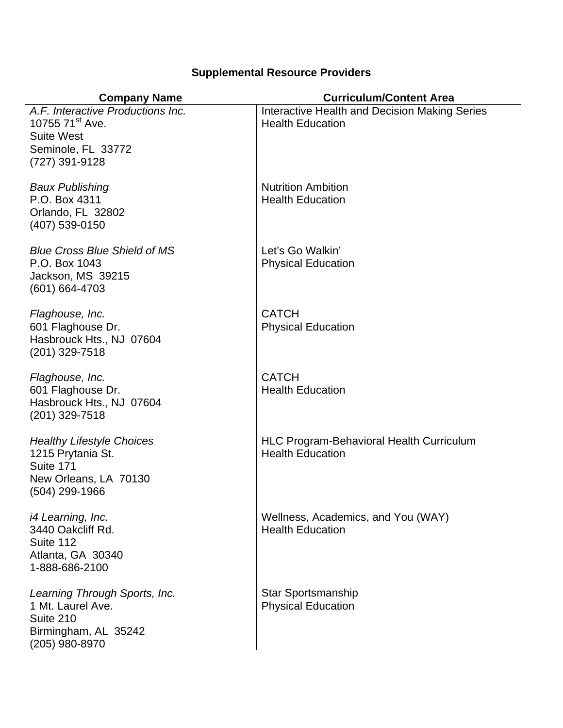**Supplemental Resource Providers**

| Company Name | Curriculum/Content Area |
|---|---|
| *A.F. Interactive Productions Inc.*<br>10755 71st Ave.<br>Suite West<br>Seminole, FL 33772<br>(727) 391-9128 | Interactive Health and Decision Making Series<br>Health Education |
| *Baux Publishing*<br>P.O. Box 4311<br>Orlando, FL 32802<br>(407) 539-0150 | Nutrition Ambition<br>Health Education |
| *Blue Cross Blue Shield of MS*<br>P.O. Box 1043<br>Jackson, MS 39215<br>(601) 664-4703 | Let's Go Walkin'<br>Physical Education |
| *Flaghouse, Inc.*<br>601 Flaghouse Dr.<br>Hasbrouck Hts., NJ 07604<br>(201) 329-7518 | CATCH<br>Physical Education |
| *Flaghouse, Inc.*<br>601 Flaghouse Dr.<br>Hasbrouck Hts., NJ 07604<br>(201) 329-7518 | CATCH<br>Health Education |
| *Healthy Lifestyle Choices*<br>1215 Prytania St.<br>Suite 171<br>New Orleans, LA 70130<br>(504) 299-1966 | HLC Program-Behavioral Health Curriculum<br>Health Education |
| *i4 Learning, Inc.*<br>3440 Oakcliff Rd.<br>Suite 112<br>Atlanta, GA 30340<br>1-888-686-2100 | Wellness, Academics, and You (WAY)<br>Health Education |
| *Learning Through Sports, Inc.*<br>1 Mt. Laurel Ave.<br>Suite 210<br>Birmingham, AL 35242<br>(205) 980-8970 | Star Sportsmanship<br>Physical Education |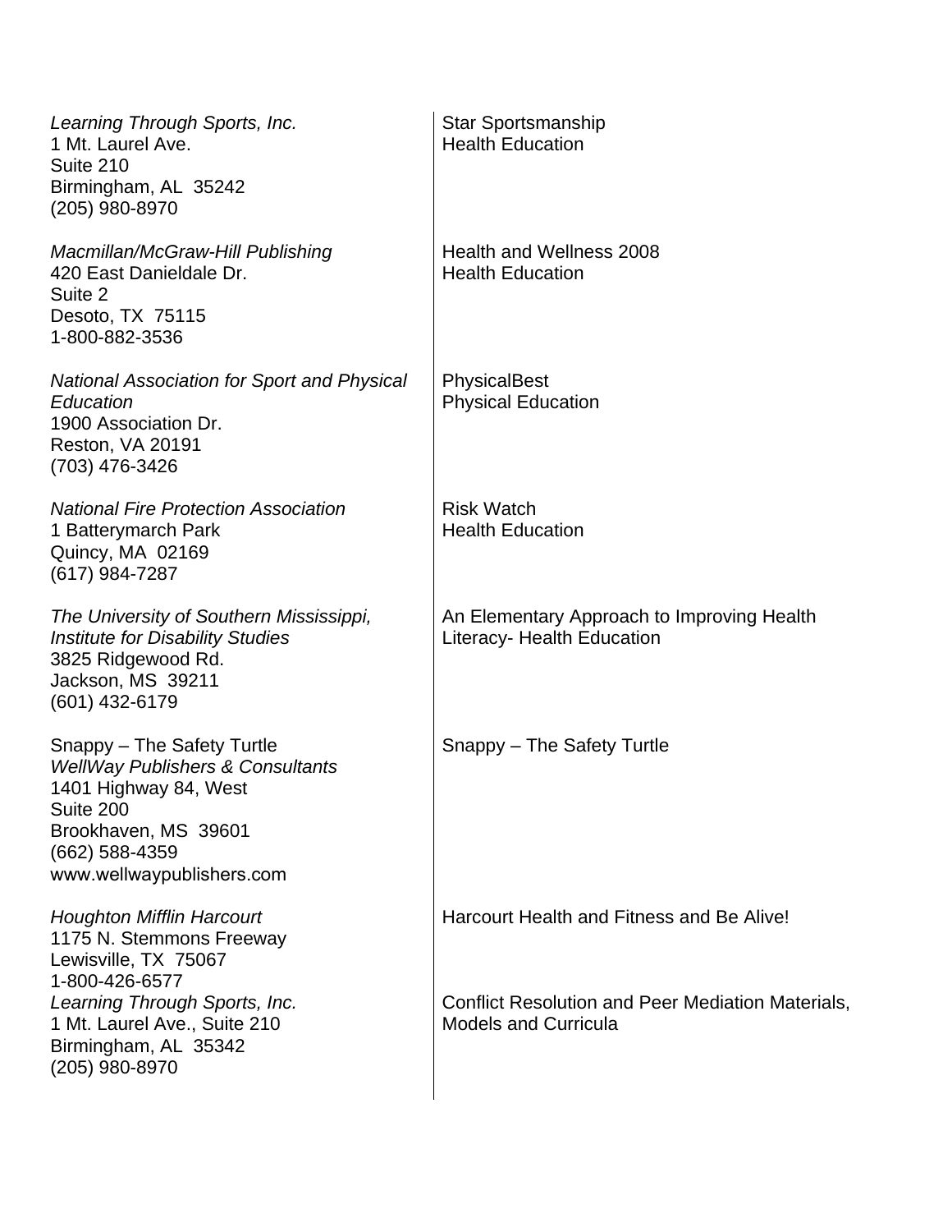| | |
|---|---|
| *Learning Through Sports, Inc.*<br>1 Mt. Laurel Ave.<br>Suite 210<br>Birmingham, AL 35242<br>(205) 980-8970 | Star Sportsmanship<br>Health Education |
| *Macmillan/McGraw-Hill Publishing*<br>420 East Danieldale Dr.<br>Suite 2<br>Desoto, TX 75115<br>1-800-882-3536 | Health and Wellness 2008<br>Health Education |
| *National Association for Sport and Physical Education*<br>1900 Association Dr.<br>Reston, VA 20191<br>(703) 476-3426 | PhysicalBest<br>Physical Education |
| *National Fire Protection Association*<br>1 Batterymarch Park<br>Quincy, MA 02169<br>(617) 984-7287 | Risk Watch<br>Health Education |
| *The University of Southern Mississippi, Institute for Disability Studies*<br>3825 Ridgewood Rd.<br>Jackson, MS 39211<br>(601) 432-6179 | An Elementary Approach to Improving Health Literacy- Health Education |
| Snappy – The Safety Turtle<br>*WellWay Publishers & Consultants*<br>1401 Highway 84, West<br>Suite 200<br>Brookhaven, MS 39601<br>(662) 588-4359<br>www.wellwaypublishers.com | Snappy – The Safety Turtle |
| *Houghton Mifflin Harcourt*<br>1175 N. Stemmons Freeway<br>Lewisville, TX 75067<br>1-800-426-6577 | Harcourt Health and Fitness and Be Alive! |
| *Learning Through Sports, Inc.*<br>1 Mt. Laurel Ave., Suite 210<br>Birmingham, AL 35342<br>(205) 980-8970 | Conflict Resolution and Peer Mediation Materials, Models and Curricula |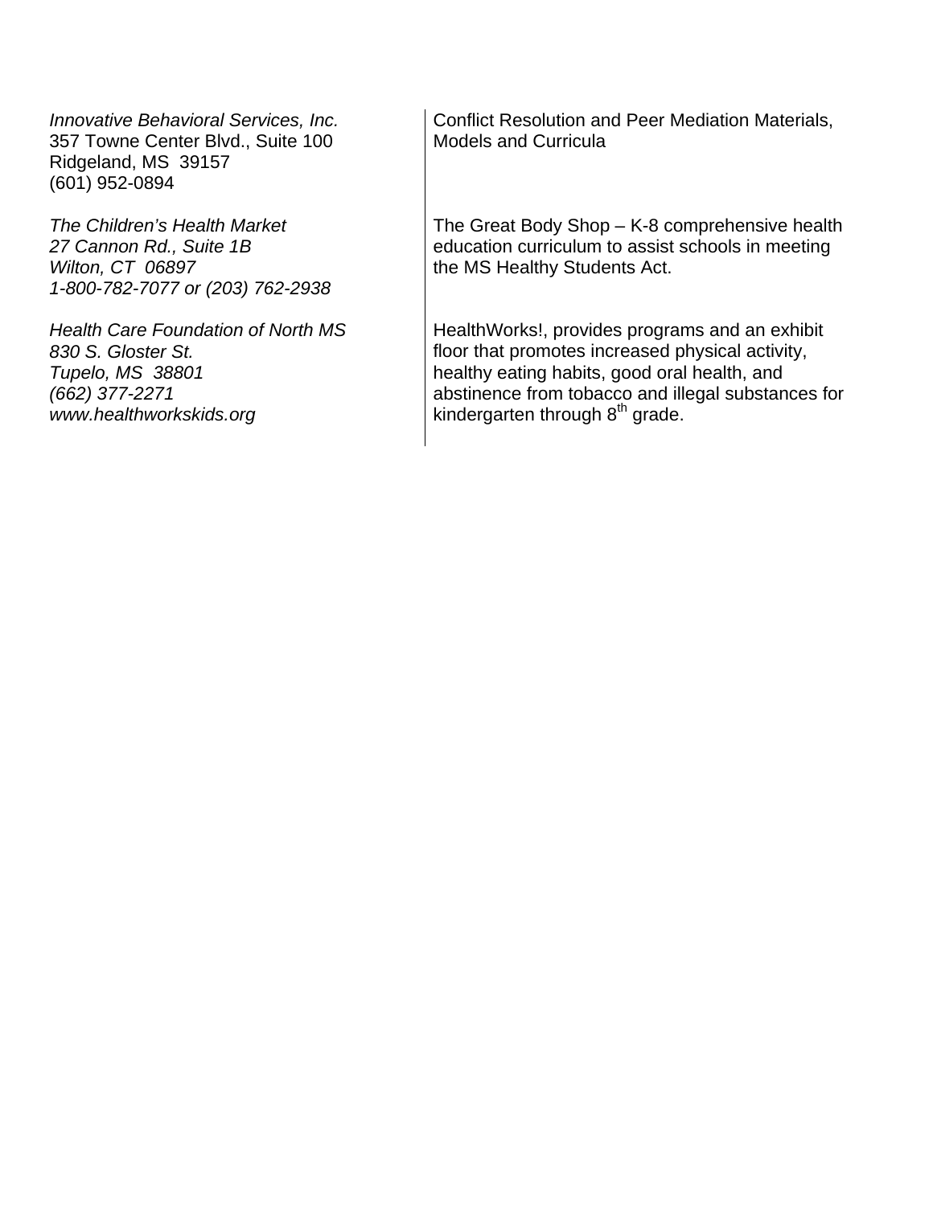| | |
|---|---|
| *Innovative Behavioral Services, Inc.*<br>357 Towne Center Blvd., Suite 100<br>Ridgeland, MS 39157<br>(601) 952-0894 | Conflict Resolution and Peer Mediation Materials, Models and Curricula |
| *The Children's Health Market*<br>*27 Cannon Rd., Suite 1B*<br>*Wilton, CT 06897*<br>*1-800-782-7077 or (203) 762-2938* | The Great Body Shop – K-8 comprehensive health education curriculum to assist schools in meeting the MS Healthy Students Act. |
| *Health Care Foundation of North MS*<br>*830 S. Gloster St.*<br>*Tupelo, MS 38801*<br>*(662) 377-2271*<br>*www.healthworkskids.org* | HealthWorks!, provides programs and an exhibit floor that promotes increased physical activity, healthy eating habits, good oral health, and abstinence from tobacco and illegal substances for kindergarten through 8th grade. |